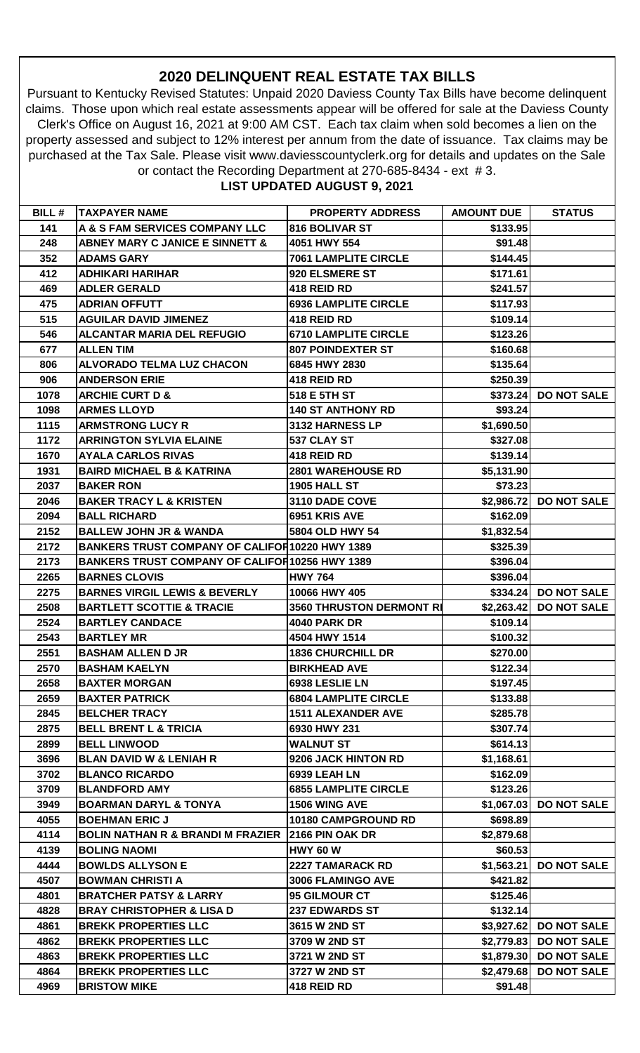# 2020 DELINQUENT REAL ESTATE TAX BILLS

Pursuant to Kentucky Revised Statutes: Unpaid 2020 Daviess County Tax Bills have become delinquent claims. Those upon which real estate assessments appear will be offered for sale at the Daviess County Clerk's Office on August 16, 2021 at 9:00 AM CST. Each tax claim when sold becomes a lien on the property assessed and subject to 12% interest per annum from the date of issuance. Tax claims may be purchased at the Tax Sale. Please visit www.daviesscountyclerk.org for details and updates on the Sale or contact the Recording Department at 270-685-8434 - ext # 3.

**LIST UPDATED AUGUST 9, 2021**

| BILL # | TAXPAYER NAME | PROPERTY ADDRESS | AMOUNT DUE | STATUS |
|---|---|---|---|---|
| 141 | A & S FAM SERVICES COMPANY LLC | 816 BOLIVAR ST | $133.95 | |
| 248 | ABNEY MARY C JANICE E SINNETT & | 4051 HWY 554 | $91.48 | |
| 352 | ADAMS GARY | 7061 LAMPLITE CIRCLE | $144.45 | |
| 412 | ADHIKARI HARIHAR | 920 ELSMERE ST | $171.61 | |
| 469 | ADLER GERALD | 418 REID RD | $241.57 | |
| 475 | ADRIAN OFFUTT | 6936 LAMPLITE CIRCLE | $117.93 | |
| 515 | AGUILAR DAVID JIMENEZ | 418 REID RD | $109.14 | |
| 546 | ALCANTAR MARIA DEL REFUGIO | 6710 LAMPLITE CIRCLE | $123.26 | |
| 677 | ALLEN TIM | 807 POINDEXTER ST | $160.68 | |
| 806 | ALVORADO TELMA LUZ CHACON | 6845 HWY 2830 | $135.64 | |
| 906 | ANDERSON ERIE | 418 REID RD | $250.39 | |
| 1078 | ARCHIE CURT D & | 518 E 5TH ST | $373.24 | DO NOT SALE |
| 1098 | ARMES LLOYD | 140 ST ANTHONY RD | $93.24 | |
| 1115 | ARMSTRONG LUCY R | 3132 HARNESS LP | $1,690.50 | |
| 1172 | ARRINGTON SYLVIA ELAINE | 537 CLAY ST | $327.08 | |
| 1670 | AYALA CARLOS RIVAS | 418 REID RD | $139.14 | |
| 1931 | BAIRD MICHAEL B & KATRINA | 2801 WAREHOUSE RD | $5,131.90 | |
| 2037 | BAKER RON | 1905 HALL ST | $73.23 | |
| 2046 | BAKER TRACY L & KRISTEN | 3110 DADE COVE | $2,986.72 | DO NOT SALE |
| 2094 | BALL RICHARD | 6951 KRIS AVE | $162.09 | |
| 2152 | BALLEW JOHN JR & WANDA | 5804 OLD HWY 54 | $1,832.54 | |
| 2172 | BANKERS TRUST COMPANY OF CALIFOR | 10220 HWY 1389 | $325.39 | |
| 2173 | BANKERS TRUST COMPANY OF CALIFOR | 10256 HWY 1389 | $396.04 | |
| 2265 | BARNES CLOVIS | HWY 764 | $396.04 | |
| 2275 | BARNES VIRGIL LEWIS & BEVERLY | 10066 HWY 405 | $334.24 | DO NOT SALE |
| 2508 | BARTLETT SCOTTIE & TRACIE | 3560 THRUSTON DERMONT RI | $2,263.42 | DO NOT SALE |
| 2524 | BARTLEY CANDACE | 4040 PARK DR | $109.14 | |
| 2543 | BARTLEY MR | 4504 HWY 1514 | $100.32 | |
| 2551 | BASHAM ALLEN D JR | 1836 CHURCHILL DR | $270.00 | |
| 2570 | BASHAM KAELYN | BIRKHEAD AVE | $122.34 | |
| 2658 | BAXTER MORGAN | 6938 LESLIE LN | $197.45 | |
| 2659 | BAXTER PATRICK | 6804 LAMPLITE CIRCLE | $133.88 | |
| 2845 | BELCHER TRACY | 1511 ALEXANDER AVE | $285.78 | |
| 2875 | BELL BRENT L & TRICIA | 6930 HWY 231 | $307.74 | |
| 2899 | BELL LINWOOD | WALNUT ST | $614.13 | |
| 3696 | BLAN DAVID W & LENIAH R | 9206 JACK HINTON RD | $1,168.61 | |
| 3702 | BLANCO RICARDO | 6939 LEAH LN | $162.09 | |
| 3709 | BLANDFORD AMY | 6855 LAMPLITE CIRCLE | $123.26 | |
| 3949 | BOARMAN DARYL & TONYA | 1506 WING AVE | $1,067.03 | DO NOT SALE |
| 4055 | BOEHMAN ERIC J | 10180 CAMPGROUND RD | $698.89 | |
| 4114 | BOLIN NATHAN R & BRANDI M FRAZIER | 2166 PIN OAK DR | $2,879.68 | |
| 4139 | BOLING NAOMI | HWY 60 W | $60.53 | |
| 4444 | BOWLDS ALLYSON E | 2227 TAMARACK RD | $1,563.21 | DO NOT SALE |
| 4507 | BOWMAN CHRISTI A | 3006 FLAMINGO AVE | $421.82 | |
| 4801 | BRATCHER PATSY & LARRY | 95 GILMOUR CT | $125.46 | |
| 4828 | BRAY CHRISTOPHER & LISA D | 237 EDWARDS ST | $132.14 | |
| 4861 | BREKK PROPERTIES LLC | 3615 W 2ND ST | $3,927.62 | DO NOT SALE |
| 4862 | BREKK PROPERTIES LLC | 3709 W 2ND ST | $2,779.83 | DO NOT SALE |
| 4863 | BREKK PROPERTIES LLC | 3721 W 2ND ST | $1,879.30 | DO NOT SALE |
| 4864 | BREKK PROPERTIES LLC | 3727 W 2ND ST | $2,479.68 | DO NOT SALE |
| 4969 | BRISTOW MIKE | 418 REID RD | $91.48 | |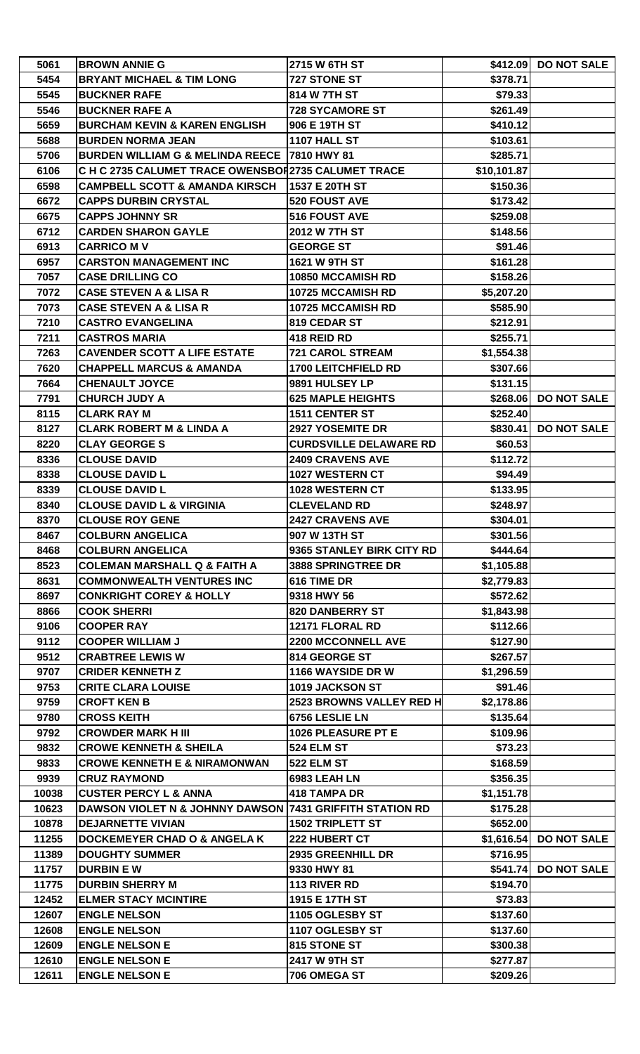| | | | | |
|---|---|---|---|---|
| 5061 | BROWN ANNIE G | 2715 W 6TH ST | $412.09 | DO NOT SALE |
| 5454 | BRYANT MICHAEL & TIM LONG | 727 STONE ST | $378.71 | |
| 5545 | BUCKNER RAFE | 814 W 7TH ST | $79.33 | |
| 5546 | BUCKNER RAFE A | 728 SYCAMORE ST | $261.49 | |
| 5659 | BURCHAM KEVIN & KAREN ENGLISH | 906 E 19TH ST | $410.12 | |
| 5688 | BURDEN NORMA JEAN | 1107 HALL ST | $103.61 | |
| 5706 | BURDEN WILLIAM G & MELINDA REECE | 7810 HWY 81 | $285.71 | |
| 6106 | C H C 2735 CALUMET TRACE OWENSBOR | 2735 CALUMET TRACE | $10,101.87 | |
| 6598 | CAMPBELL SCOTT & AMANDA KIRSCH | 1537 E 20TH ST | $150.36 | |
| 6672 | CAPPS DURBIN CRYSTAL | 520 FOUST AVE | $173.42 | |
| 6675 | CAPPS JOHNNY SR | 516 FOUST AVE | $259.08 | |
| 6712 | CARDEN SHARON GAYLE | 2012 W 7TH ST | $148.56 | |
| 6913 | CARRICO M V | GEORGE ST | $91.46 | |
| 6957 | CARSTON MANAGEMENT INC | 1621 W 9TH ST | $161.28 | |
| 7057 | CASE DRILLING CO | 10850 MCCAMISH RD | $158.26 | |
| 7072 | CASE STEVEN A & LISA R | 10725 MCCAMISH RD | $5,207.20 | |
| 7073 | CASE STEVEN A & LISA R | 10725 MCCAMISH RD | $585.90 | |
| 7210 | CASTRO EVANGELINA | 819 CEDAR ST | $212.91 | |
| 7211 | CASTROS MARIA | 418 REID RD | $255.71 | |
| 7263 | CAVENDER SCOTT A LIFE ESTATE | 721 CAROL STREAM | $1,554.38 | |
| 7620 | CHAPPELL MARCUS & AMANDA | 1700 LEITCHFIELD RD | $307.66 | |
| 7664 | CHENAULT JOYCE | 9891 HULSEY LP | $131.15 | |
| 7791 | CHURCH JUDY A | 625 MAPLE HEIGHTS | $268.06 | DO NOT SALE |
| 8115 | CLARK RAY M | 1511 CENTER ST | $252.40 | |
| 8127 | CLARK ROBERT M & LINDA A | 2927 YOSEMITE DR | $830.41 | DO NOT SALE |
| 8220 | CLAY GEORGE S | CURDSVILLE DELAWARE RD | $60.53 | |
| 8336 | CLOUSE DAVID | 2409 CRAVENS AVE | $112.72 | |
| 8338 | CLOUSE DAVID L | 1027 WESTERN CT | $94.49 | |
| 8339 | CLOUSE DAVID L | 1028 WESTERN CT | $133.95 | |
| 8340 | CLOUSE DAVID L & VIRGINIA | CLEVELAND RD | $248.97 | |
| 8370 | CLOUSE ROY GENE | 2427 CRAVENS AVE | $304.01 | |
| 8467 | COLBURN ANGELICA | 907 W 13TH ST | $301.56 | |
| 8468 | COLBURN ANGELICA | 9365 STANLEY BIRK CITY RD | $444.64 | |
| 8523 | COLEMAN MARSHALL Q & FAITH A | 3888 SPRINGTREE DR | $1,105.88 | |
| 8631 | COMMONWEALTH VENTURES INC | 616 TIME DR | $2,779.83 | |
| 8697 | CONKRIGHT COREY & HOLLY | 9318 HWY 56 | $572.62 | |
| 8866 | COOK SHERRI | 820 DANBERRY ST | $1,843.98 | |
| 9106 | COOPER RAY | 12171 FLORAL RD | $112.66 | |
| 9112 | COOPER WILLIAM J | 2200 MCCONNELL AVE | $127.90 | |
| 9512 | CRABTREE LEWIS W | 814 GEORGE ST | $267.57 | |
| 9707 | CRIDER KENNETH Z | 1166 WAYSIDE DR W | $1,296.59 | |
| 9753 | CRITE CLARA LOUISE | 1019 JACKSON ST | $91.46 | |
| 9759 | CROFT KEN B | 2523 BROWNS VALLEY RED H | $2,178.86 | |
| 9780 | CROSS KEITH | 6756 LESLIE LN | $135.64 | |
| 9792 | CROWDER MARK H III | 1026 PLEASURE PT E | $109.96 | |
| 9832 | CROWE KENNETH & SHEILA | 524 ELM ST | $73.23 | |
| 9833 | CROWE KENNETH E & NIRAMONWAN | 522 ELM ST | $168.59 | |
| 9939 | CRUZ RAYMOND | 6983 LEAH LN | $356.35 | |
| 10038 | CUSTER PERCY L & ANNA | 418 TAMPA DR | $1,151.78 | |
| 10623 | DAWSON VIOLET N & JOHNNY DAWSON | 7431 GRIFFITH STATION RD | $175.28 | |
| 10878 | DEJARNETTE VIVIAN | 1502 TRIPLETT ST | $652.00 | |
| 11255 | DOCKEMEYER CHAD O & ANGELA K | 222 HUBERT CT | $1,616.54 | DO NOT SALE |
| 11389 | DOUGHTY SUMMER | 2935 GREENHILL DR | $716.95 | |
| 11757 | DURBIN E W | 9330 HWY 81 | $541.74 | DO NOT SALE |
| 11775 | DURBIN SHERRY M | 113 RIVER RD | $194.70 | |
| 12452 | ELMER STACY MCINTIRE | 1915 E 17TH ST | $73.83 | |
| 12607 | ENGLE NELSON | 1105 OGLESBY ST | $137.60 | |
| 12608 | ENGLE NELSON | 1107 OGLESBY ST | $137.60 | |
| 12609 | ENGLE NELSON E | 815 STONE ST | $300.38 | |
| 12610 | ENGLE NELSON E | 2417 W 9TH ST | $277.87 | |
| 12611 | ENGLE NELSON E | 706 OMEGA ST | $209.26 | |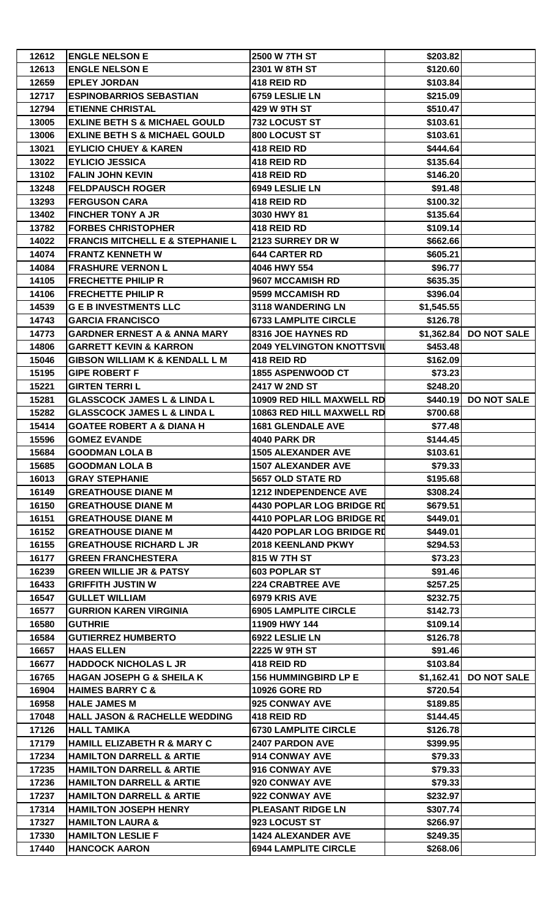| 12612 | ENGLE NELSON E | 2500 W 7TH ST | $203.82 | |
|---|---|---|---|---|
| 12613 | ENGLE NELSON E | 2301 W 8TH ST | $120.60 | |
| 12659 | EPLEY JORDAN | 418 REID RD | $103.84 | |
| 12717 | ESPINOBARRIOS SEBASTIAN | 6759 LESLIE LN | $215.09 | |
| 12794 | ETIENNE CHRISTAL | 429 W 9TH ST | $510.47 | |
| 13005 | EXLINE BETH S & MICHAEL GOULD | 732 LOCUST ST | $103.61 | |
| 13006 | EXLINE BETH S & MICHAEL GOULD | 800 LOCUST ST | $103.61 | |
| 13021 | EYLICIO CHUEY & KAREN | 418 REID RD | $444.64 | |
| 13022 | EYLICIO JESSICA | 418 REID RD | $135.64 | |
| 13102 | FALIN JOHN KEVIN | 418 REID RD | $146.20 | |
| 13248 | FELDPAUSCH ROGER | 6949 LESLIE LN | $91.48 | |
| 13293 | FERGUSON CARA | 418 REID RD | $100.32 | |
| 13402 | FINCHER TONY A JR | 3030 HWY 81 | $135.64 | |
| 13782 | FORBES CHRISTOPHER | 418 REID RD | $109.14 | |
| 14022 | FRANCIS MITCHELL E & STEPHANIE L | 2123 SURREY DR W | $662.66 | |
| 14074 | FRANTZ KENNETH W | 644 CARTER RD | $605.21 | |
| 14084 | FRASHURE VERNON L | 4046 HWY 554 | $96.77 | |
| 14105 | FRECHETTE PHILIP R | 9607 MCCAMISH RD | $635.35 | |
| 14106 | FRECHETTE PHILIP R | 9599 MCCAMISH RD | $396.04 | |
| 14539 | G E B INVESTMENTS LLC | 3118 WANDERING LN | $1,545.55 | |
| 14743 | GARCIA FRANCISCO | 6733 LAMPLITE CIRCLE | $126.78 | |
| 14773 | GARDNER ERNEST A & ANNA MARY | 8316 JOE HAYNES RD | $1,362.84 | DO NOT SALE |
| 14806 | GARRETT KEVIN & KARRON | 2049 YELVINGTON KNOTTSVIL | $453.48 | |
| 15046 | GIBSON WILLIAM K & KENDALL L M | 418 REID RD | $162.09 | |
| 15195 | GIPE ROBERT F | 1855 ASPENWOOD CT | $73.23 | |
| 15221 | GIRTEN TERRI L | 2417 W 2ND ST | $248.20 | |
| 15281 | GLASSCOCK JAMES L & LINDA L | 10909 RED HILL MAXWELL RD | $440.19 | DO NOT SALE |
| 15282 | GLASSCOCK JAMES L & LINDA L | 10863 RED HILL MAXWELL RD | $700.68 | |
| 15414 | GOATEE ROBERT A & DIANA H | 1681 GLENDALE AVE | $77.48 | |
| 15596 | GOMEZ EVANDE | 4040 PARK DR | $144.45 | |
| 15684 | GOODMAN LOLA B | 1505 ALEXANDER AVE | $103.61 | |
| 15685 | GOODMAN LOLA B | 1507 ALEXANDER AVE | $79.33 | |
| 16013 | GRAY STEPHANIE | 5657 OLD STATE RD | $195.68 | |
| 16149 | GREATHOUSE DIANE M | 1212 INDEPENDENCE AVE | $308.24 | |
| 16150 | GREATHOUSE DIANE M | 4430 POPLAR LOG BRIDGE RD | $679.51 | |
| 16151 | GREATHOUSE DIANE M | 4410 POPLAR LOG BRIDGE RD | $449.01 | |
| 16152 | GREATHOUSE DIANE M | 4420 POPLAR LOG BRIDGE RD | $449.01 | |
| 16155 | GREATHOUSE RICHARD L JR | 2018 KEENLAND PKWY | $294.53 | |
| 16177 | GREEN FRANCHESTERA | 815 W 7TH ST | $73.23 | |
| 16239 | GREEN WILLIE JR & PATSY | 603 POPLAR ST | $91.46 | |
| 16433 | GRIFFITH JUSTIN W | 224 CRABTREE AVE | $257.25 | |
| 16547 | GULLET WILLIAM | 6979 KRIS AVE | $232.75 | |
| 16577 | GURRION KAREN VIRGINIA | 6905 LAMPLITE CIRCLE | $142.73 | |
| 16580 | GUTHRIE | 11909 HWY 144 | $109.14 | |
| 16584 | GUTIERREZ HUMBERTO | 6922 LESLIE LN | $126.78 | |
| 16657 | HAAS ELLEN | 2225 W 9TH ST | $91.46 | |
| 16677 | HADDOCK NICHOLAS L JR | 418 REID RD | $103.84 | |
| 16765 | HAGAN JOSEPH G & SHEILA K | 156 HUMMINGBIRD LP E | $1,162.41 | DO NOT SALE |
| 16904 | HAIMES BARRY C & | 10926 GORE RD | $720.54 | |
| 16958 | HALE JAMES M | 925 CONWAY AVE | $189.85 | |
| 17048 | HALL JASON & RACHELLE WEDDING | 418 REID RD | $144.45 | |
| 17126 | HALL TAMIKA | 6730 LAMPLITE CIRCLE | $126.78 | |
| 17179 | HAMILL ELIZABETH R & MARY C | 2407 PARDON AVE | $399.95 | |
| 17234 | HAMILTON DARRELL & ARTIE | 914 CONWAY AVE | $79.33 | |
| 17235 | HAMILTON DARRELL & ARTIE | 916 CONWAY AVE | $79.33 | |
| 17236 | HAMILTON DARRELL & ARTIE | 920 CONWAY AVE | $79.33 | |
| 17237 | HAMILTON DARRELL & ARTIE | 922 CONWAY AVE | $232.97 | |
| 17314 | HAMILTON JOSEPH HENRY | PLEASANT RIDGE LN | $307.74 | |
| 17327 | HAMILTON LAURA & | 923 LOCUST ST | $266.97 | |
| 17330 | HAMILTON LESLIE F | 1424 ALEXANDER AVE | $249.35 | |
| 17440 | HANCOCK AARON | 6944 LAMPLITE CIRCLE | $268.06 | |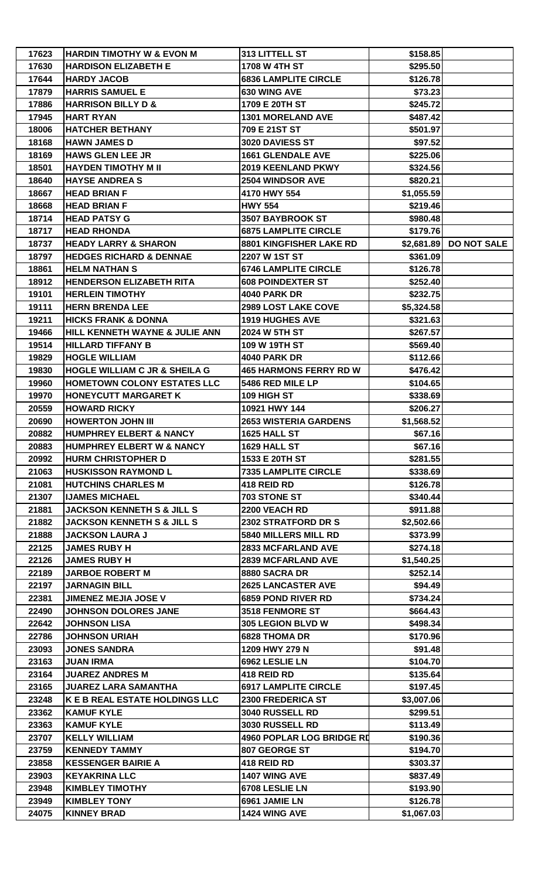| 17623 | HARDIN TIMOTHY W & EVON M | 313 LITTELL ST | $158.85 | |
|---|---|---|---|---|
| 17630 | HARDISON ELIZABETH E | 1708 W 4TH ST | $295.50 | |
| 17644 | HARDY JACOB | 6836 LAMPLITE CIRCLE | $126.78 | |
| 17879 | HARRIS SAMUEL E | 630 WING AVE | $73.23 | |
| 17886 | HARRISON BILLY D & | 1709 E 20TH ST | $245.72 | |
| 17945 | HART RYAN | 1301 MORELAND AVE | $487.42 | |
| 18006 | HATCHER BETHANY | 709 E 21ST ST | $501.97 | |
| 18168 | HAWN JAMES D | 3020 DAVIESS ST | $97.52 | |
| 18169 | HAWS GLEN LEE JR | 1661 GLENDALE AVE | $225.06 | |
| 18501 | HAYDEN TIMOTHY M II | 2019 KEENLAND PKWY | $324.56 | |
| 18640 | HAYSE ANDREA S | 2504 WINDSOR AVE | $820.21 | |
| 18667 | HEAD BRIAN F | 4170 HWY 554 | $1,055.59 | |
| 18668 | HEAD BRIAN F | HWY 554 | $219.46 | |
| 18714 | HEAD PATSY G | 3507 BAYBROOK ST | $980.48 | |
| 18717 | HEAD RHONDA | 6875 LAMPLITE CIRCLE | $179.76 | |
| 18737 | HEADY LARRY & SHARON | 8801 KINGFISHER LAKE RD | $2,681.89 | DO NOT SALE |
| 18797 | HEDGES RICHARD & DENNAE | 2207 W 1ST ST | $361.09 | |
| 18861 | HELM NATHAN S | 6746 LAMPLITE CIRCLE | $126.78 | |
| 18912 | HENDERSON ELIZABETH RITA | 608 POINDEXTER ST | $252.40 | |
| 19101 | HERLEIN TIMOTHY | 4040 PARK DR | $232.75 | |
| 19111 | HERN BRENDA LEE | 2989 LOST LAKE COVE | $5,324.58 | |
| 19211 | HICKS FRANK & DONNA | 1919 HUGHES AVE | $321.63 | |
| 19466 | HILL KENNETH WAYNE & JULIE ANN | 2024 W 5TH ST | $267.57 | |
| 19514 | HILLARD TIFFANY B | 109 W 19TH ST | $569.40 | |
| 19829 | HOGLE WILLIAM | 4040 PARK DR | $112.66 | |
| 19830 | HOGLE WILLIAM C JR & SHEILA G | 465 HARMONS FERRY RD W | $476.42 | |
| 19960 | HOMETOWN COLONY ESTATES LLC | 5486 RED MILE LP | $104.65 | |
| 19970 | HONEYCUTT MARGARET K | 109 HIGH ST | $338.69 | |
| 20559 | HOWARD RICKY | 10921 HWY 144 | $206.27 | |
| 20690 | HOWERTON JOHN III | 2653 WISTERIA GARDENS | $1,568.52 | |
| 20882 | HUMPHREY ELBERT & NANCY | 1625 HALL ST | $67.16 | |
| 20883 | HUMPHREY ELBERT W & NANCY | 1629 HALL ST | $67.16 | |
| 20992 | HURM CHRISTOPHER D | 1533 E 20TH ST | $281.55 | |
| 21063 | HUSKISSON RAYMOND L | 7335 LAMPLITE CIRCLE | $338.69 | |
| 21081 | HUTCHINS CHARLES M | 418 REID RD | $126.78 | |
| 21307 | IJAMES MICHAEL | 703 STONE ST | $340.44 | |
| 21881 | JACKSON KENNETH S & JILL S | 2200 VEACH RD | $911.88 | |
| 21882 | JACKSON KENNETH S & JILL S | 2302 STRATFORD DR S | $2,502.66 | |
| 21888 | JACKSON LAURA J | 5840 MILLERS MILL RD | $373.99 | |
| 22125 | JAMES RUBY H | 2833 MCFARLAND AVE | $274.18 | |
| 22126 | JAMES RUBY H | 2839 MCFARLAND AVE | $1,540.25 | |
| 22189 | JARBOE ROBERT M | 8880 SACRA DR | $252.14 | |
| 22197 | JARNAGIN BILL | 2625 LANCASTER AVE | $94.49 | |
| 22381 | JIMENEZ MEJIA JOSE V | 6859 POND RIVER RD | $734.24 | |
| 22490 | JOHNSON DOLORES JANE | 3518 FENMORE ST | $664.43 | |
| 22642 | JOHNSON LISA | 305 LEGION BLVD W | $498.34 | |
| 22786 | JOHNSON URIAH | 6828 THOMA DR | $170.96 | |
| 23093 | JONES SANDRA | 1209 HWY 279 N | $91.48 | |
| 23163 | JUAN IRMA | 6962 LESLIE LN | $104.70 | |
| 23164 | JUAREZ ANDRES M | 418 REID RD | $135.64 | |
| 23165 | JUAREZ LARA SAMANTHA | 6917 LAMPLITE CIRCLE | $197.45 | |
| 23248 | K E B REAL ESTATE HOLDINGS LLC | 2300 FREDERICA ST | $3,007.06 | |
| 23362 | KAMUF KYLE | 3040 RUSSELL RD | $299.51 | |
| 23363 | KAMUF KYLE | 3030 RUSSELL RD | $113.49 | |
| 23707 | KELLY WILLIAM | 4960 POPLAR LOG BRIDGE RD | $190.36 | |
| 23759 | KENNEDY TAMMY | 807 GEORGE ST | $194.70 | |
| 23858 | KESSENGER BAIRIE A | 418 REID RD | $303.37 | |
| 23903 | KEYAKRINA LLC | 1407 WING AVE | $837.49 | |
| 23948 | KIMBLEY TIMOTHY | 6708 LESLIE LN | $193.90 | |
| 23949 | KIMBLEY TONY | 6961 JAMIE LN | $126.78 | |
| 24075 | KINNEY BRAD | 1424 WING AVE | $1,067.03 | |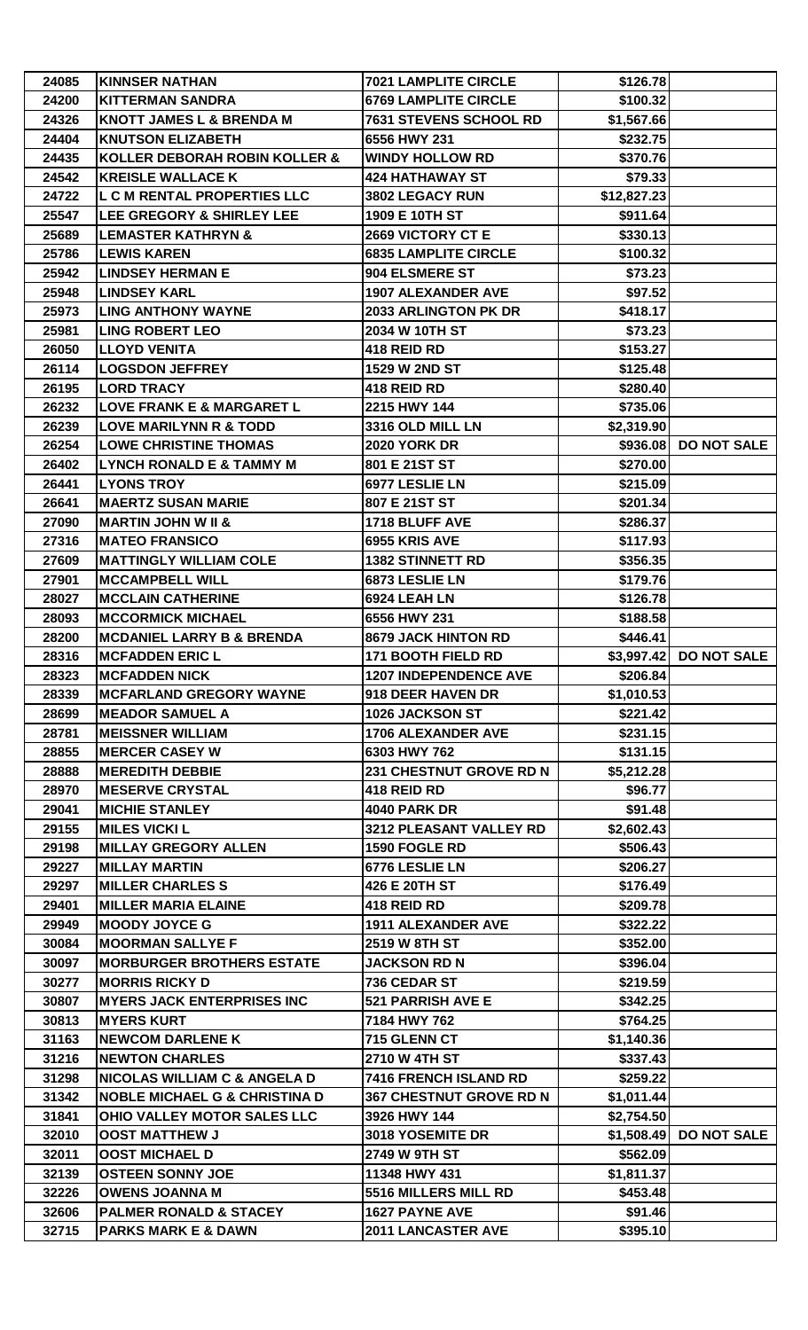| | | | | |
|---|---|---|---|---|
| 24085 | KINNSER NATHAN | 7021 LAMPLITE CIRCLE | $126.78 | |
| 24200 | KITTERMAN SANDRA | 6769 LAMPLITE CIRCLE | $100.32 | |
| 24326 | KNOTT JAMES L & BRENDA M | 7631 STEVENS SCHOOL RD | $1,567.66 | |
| 24404 | KNUTSON ELIZABETH | 6556 HWY 231 | $232.75 | |
| 24435 | KOLLER DEBORAH ROBIN KOLLER & | WINDY HOLLOW RD | $370.76 | |
| 24542 | KREISLE WALLACE K | 424 HATHAWAY ST | $79.33 | |
| 24722 | L C M RENTAL PROPERTIES LLC | 3802 LEGACY RUN | $12,827.23 | |
| 25547 | LEE GREGORY & SHIRLEY LEE | 1909 E 10TH ST | $911.64 | |
| 25689 | LEMASTER KATHRYN & | 2669 VICTORY CT E | $330.13 | |
| 25786 | LEWIS KAREN | 6835 LAMPLITE CIRCLE | $100.32 | |
| 25942 | LINDSEY HERMAN E | 904 ELSMERE ST | $73.23 | |
| 25948 | LINDSEY KARL | 1907 ALEXANDER AVE | $97.52 | |
| 25973 | LING ANTHONY WAYNE | 2033 ARLINGTON PK DR | $418.17 | |
| 25981 | LING ROBERT LEO | 2034 W 10TH ST | $73.23 | |
| 26050 | LLOYD VENITA | 418 REID RD | $153.27 | |
| 26114 | LOGSDON JEFFREY | 1529 W 2ND ST | $125.48 | |
| 26195 | LORD TRACY | 418 REID RD | $280.40 | |
| 26232 | LOVE FRANK E & MARGARET L | 2215 HWY 144 | $735.06 | |
| 26239 | LOVE MARILYNN R & TODD | 3316 OLD MILL LN | $2,319.90 | |
| 26254 | LOWE CHRISTINE THOMAS | 2020 YORK DR | $936.08 | DO NOT SALE |
| 26402 | LYNCH RONALD E & TAMMY M | 801 E 21ST ST | $270.00 | |
| 26441 | LYONS TROY | 6977 LESLIE LN | $215.09 | |
| 26641 | MAERTZ SUSAN MARIE | 807 E 21ST ST | $201.34 | |
| 27090 | MARTIN JOHN W II & | 1718 BLUFF AVE | $286.37 | |
| 27316 | MATEO FRANSICO | 6955 KRIS AVE | $117.93 | |
| 27609 | MATTINGLY WILLIAM COLE | 1382 STINNETT RD | $356.35 | |
| 27901 | MCCAMPBELL WILL | 6873 LESLIE LN | $179.76 | |
| 28027 | MCCLAIN CATHERINE | 6924 LEAH LN | $126.78 | |
| 28093 | MCCORMICK MICHAEL | 6556 HWY 231 | $188.58 | |
| 28200 | MCDANIEL LARRY B & BRENDA | 8679 JACK HINTON RD | $446.41 | |
| 28316 | MCFADDEN ERIC L | 171 BOOTH FIELD RD | $3,997.42 | DO NOT SALE |
| 28323 | MCFADDEN NICK | 1207 INDEPENDENCE AVE | $206.84 | |
| 28339 | MCFARLAND GREGORY WAYNE | 918 DEER HAVEN DR | $1,010.53 | |
| 28699 | MEADOR SAMUEL A | 1026 JACKSON ST | $221.42 | |
| 28781 | MEISSNER WILLIAM | 1706 ALEXANDER AVE | $231.15 | |
| 28855 | MERCER CASEY W | 6303 HWY 762 | $131.15 | |
| 28888 | MEREDITH DEBBIE | 231 CHESTNUT GROVE RD N | $5,212.28 | |
| 28970 | MESERVE CRYSTAL | 418 REID RD | $96.77 | |
| 29041 | MICHIE STANLEY | 4040 PARK DR | $91.48 | |
| 29155 | MILES VICKI L | 3212 PLEASANT VALLEY RD | $2,602.43 | |
| 29198 | MILLAY GREGORY ALLEN | 1590 FOGLE RD | $506.43 | |
| 29227 | MILLAY MARTIN | 6776 LESLIE LN | $206.27 | |
| 29297 | MILLER CHARLES S | 426 E 20TH ST | $176.49 | |
| 29401 | MILLER MARIA ELAINE | 418 REID RD | $209.78 | |
| 29949 | MOODY JOYCE G | 1911 ALEXANDER AVE | $322.22 | |
| 30084 | MOORMAN SALLYE F | 2519 W 8TH ST | $352.00 | |
| 30097 | MORBURGER BROTHERS ESTATE | JACKSON RD N | $396.04 | |
| 30277 | MORRIS RICKY D | 736 CEDAR ST | $219.59 | |
| 30807 | MYERS JACK ENTERPRISES INC | 521 PARRISH AVE E | $342.25 | |
| 30813 | MYERS KURT | 7184 HWY 762 | $764.25 | |
| 31163 | NEWCOM DARLENE K | 715 GLENN CT | $1,140.36 | |
| 31216 | NEWTON CHARLES | 2710 W 4TH ST | $337.43 | |
| 31298 | NICOLAS WILLIAM C & ANGELA D | 7416 FRENCH ISLAND RD | $259.22 | |
| 31342 | NOBLE MICHAEL G & CHRISTINA D | 367 CHESTNUT GROVE RD N | $1,011.44 | |
| 31841 | OHIO VALLEY MOTOR SALES LLC | 3926 HWY 144 | $2,754.50 | |
| 32010 | OOST MATTHEW J | 3018 YOSEMITE DR | $1,508.49 | DO NOT SALE |
| 32011 | OOST MICHAEL D | 2749 W 9TH ST | $562.09 | |
| 32139 | OSTEEN SONNY JOE | 11348 HWY 431 | $1,811.37 | |
| 32226 | OWENS JOANNA M | 5516 MILLERS MILL RD | $453.48 | |
| 32606 | PALMER RONALD & STACEY | 1627 PAYNE AVE | $91.46 | |
| 32715 | PARKS MARK E & DAWN | 2011 LANCASTER AVE | $395.10 | |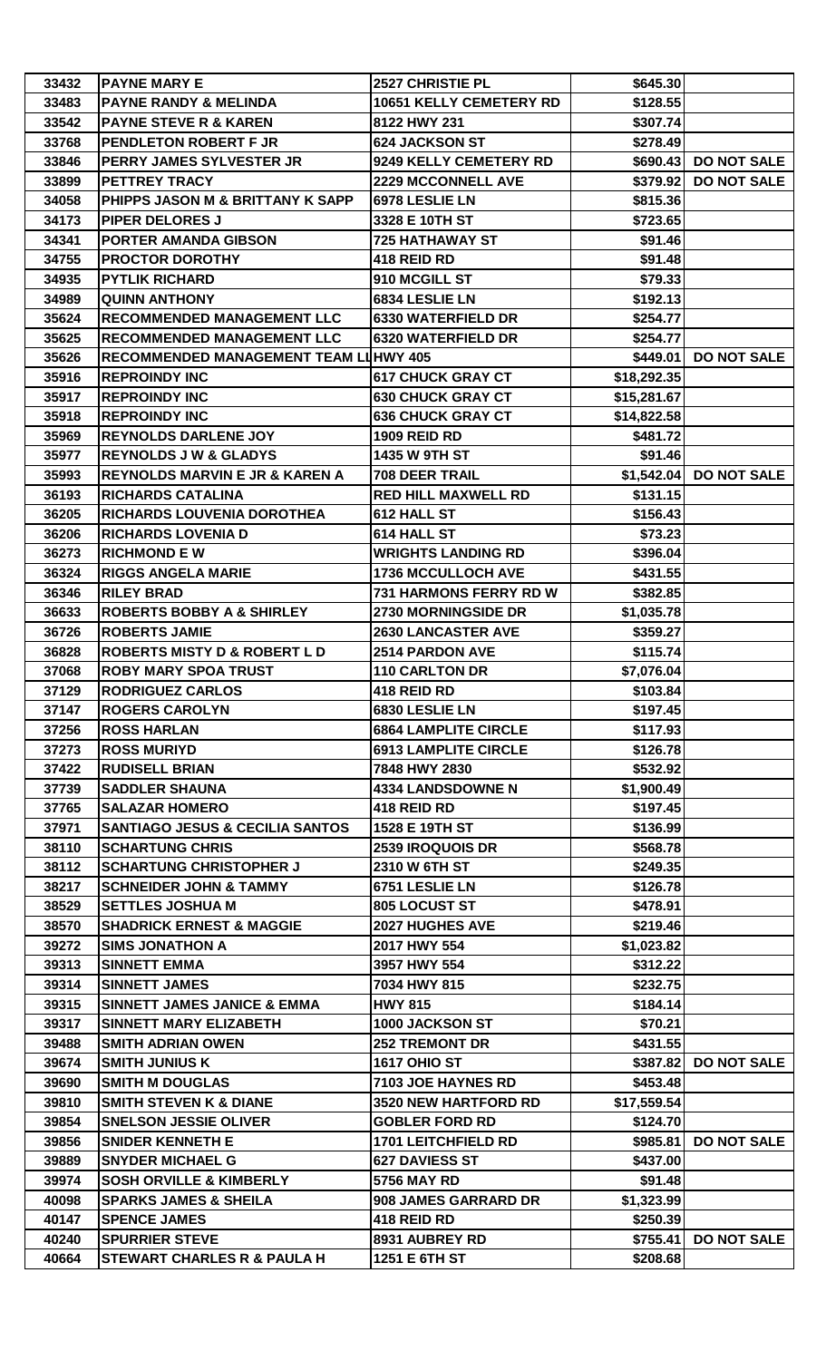| | | | | |
|---|---|---|---|---|
| 33432 | PAYNE MARY E | 2527 CHRISTIE PL | $645.30 | |
| 33483 | PAYNE RANDY & MELINDA | 10651 KELLY CEMETERY RD | $128.55 | |
| 33542 | PAYNE STEVE R & KAREN | 8122 HWY 231 | $307.74 | |
| 33768 | PENDLETON ROBERT F JR | 624 JACKSON ST | $278.49 | |
| 33846 | PERRY JAMES SYLVESTER JR | 9249 KELLY CEMETERY RD | $690.43 | DO NOT SALE |
| 33899 | PETTREY TRACY | 2229 MCCONNELL AVE | $379.92 | DO NOT SALE |
| 34058 | PHIPPS JASON M & BRITTANY K SAPP | 6978 LESLIE LN | $815.36 | |
| 34173 | PIPER DELORES J | 3328 E 10TH ST | $723.65 | |
| 34341 | PORTER AMANDA GIBSON | 725 HATHAWAY ST | $91.46 | |
| 34755 | PROCTOR DOROTHY | 418 REID RD | $91.48 | |
| 34935 | PYTLIK RICHARD | 910 MCGILL ST | $79.33 | |
| 34989 | QUINN ANTHONY | 6834 LESLIE LN | $192.13 | |
| 35624 | RECOMMENDED MANAGEMENT LLC | 6330 WATERFIELD DR | $254.77 | |
| 35625 | RECOMMENDED MANAGEMENT LLC | 6320 WATERFIELD DR | $254.77 | |
| 35626 | RECOMMENDED MANAGEMENT TEAM LL | HWY 405 | $449.01 | DO NOT SALE |
| 35916 | REPROINDY INC | 617 CHUCK GRAY CT | $18,292.35 | |
| 35917 | REPROINDY INC | 630 CHUCK GRAY CT | $15,281.67 | |
| 35918 | REPROINDY INC | 636 CHUCK GRAY CT | $14,822.58 | |
| 35969 | REYNOLDS DARLENE JOY | 1909 REID RD | $481.72 | |
| 35977 | REYNOLDS J W & GLADYS | 1435 W 9TH ST | $91.46 | |
| 35993 | REYNOLDS MARVIN E JR & KAREN A | 708 DEER TRAIL | $1,542.04 | DO NOT SALE |
| 36193 | RICHARDS CATALINA | RED HILL MAXWELL RD | $131.15 | |
| 36205 | RICHARDS LOUVENIA DOROTHEA | 612 HALL ST | $156.43 | |
| 36206 | RICHARDS LOVENIA D | 614 HALL ST | $73.23 | |
| 36273 | RICHMOND E W | WRIGHTS LANDING RD | $396.04 | |
| 36324 | RIGGS ANGELA MARIE | 1736 MCCULLOCH AVE | $431.55 | |
| 36346 | RILEY BRAD | 731 HARMONS FERRY RD W | $382.85 | |
| 36633 | ROBERTS BOBBY A & SHIRLEY | 2730 MORNINGSIDE DR | $1,035.78 | |
| 36726 | ROBERTS JAMIE | 2630 LANCASTER AVE | $359.27 | |
| 36828 | ROBERTS MISTY D & ROBERT L D | 2514 PARDON AVE | $115.74 | |
| 37068 | ROBY MARY SPOA TRUST | 110 CARLTON DR | $7,076.04 | |
| 37129 | RODRIGUEZ CARLOS | 418 REID RD | $103.84 | |
| 37147 | ROGERS CAROLYN | 6830 LESLIE LN | $197.45 | |
| 37256 | ROSS HARLAN | 6864 LAMPLITE CIRCLE | $117.93 | |
| 37273 | ROSS MURIYD | 6913 LAMPLITE CIRCLE | $126.78 | |
| 37422 | RUDISELL BRIAN | 7848 HWY 2830 | $532.92 | |
| 37739 | SADDLER SHAUNA | 4334 LANDSDOWNE N | $1,900.49 | |
| 37765 | SALAZAR HOMERO | 418 REID RD | $197.45 | |
| 37971 | SANTIAGO JESUS & CECILIA SANTOS | 1528 E 19TH ST | $136.99 | |
| 38110 | SCHARTUNG CHRIS | 2539 IROQUOIS DR | $568.78 | |
| 38112 | SCHARTUNG CHRISTOPHER J | 2310 W 6TH ST | $249.35 | |
| 38217 | SCHNEIDER JOHN & TAMMY | 6751 LESLIE LN | $126.78 | |
| 38529 | SETTLES JOSHUA M | 805 LOCUST ST | $478.91 | |
| 38570 | SHADRICK ERNEST & MAGGIE | 2027 HUGHES AVE | $219.46 | |
| 39272 | SIMS JONATHON A | 2017 HWY 554 | $1,023.82 | |
| 39313 | SINNETT EMMA | 3957 HWY 554 | $312.22 | |
| 39314 | SINNETT JAMES | 7034 HWY 815 | $232.75 | |
| 39315 | SINNETT JAMES JANICE & EMMA | HWY 815 | $184.14 | |
| 39317 | SINNETT MARY ELIZABETH | 1000 JACKSON ST | $70.21 | |
| 39488 | SMITH ADRIAN OWEN | 252 TREMONT DR | $431.55 | |
| 39674 | SMITH JUNIUS K | 1617 OHIO ST | $387.82 | DO NOT SALE |
| 39690 | SMITH M DOUGLAS | 7103 JOE HAYNES RD | $453.48 | |
| 39810 | SMITH STEVEN K & DIANE | 3520 NEW HARTFORD RD | $17,559.54 | |
| 39854 | SNELSON JESSIE OLIVER | GOBLER FORD RD | $124.70 | |
| 39856 | SNIDER KENNETH E | 1701 LEITCHFIELD RD | $985.81 | DO NOT SALE |
| 39889 | SNYDER MICHAEL G | 627 DAVIESS ST | $437.00 | |
| 39974 | SOSH ORVILLE & KIMBERLY | 5756 MAY RD | $91.48 | |
| 40098 | SPARKS JAMES & SHEILA | 908 JAMES GARRARD DR | $1,323.99 | |
| 40147 | SPENCE JAMES | 418 REID RD | $250.39 | |
| 40240 | SPURRIER STEVE | 8931 AUBREY RD | $755.41 | DO NOT SALE |
| 40664 | STEWART CHARLES R & PAULA H | 1251 E 6TH ST | $208.68 | |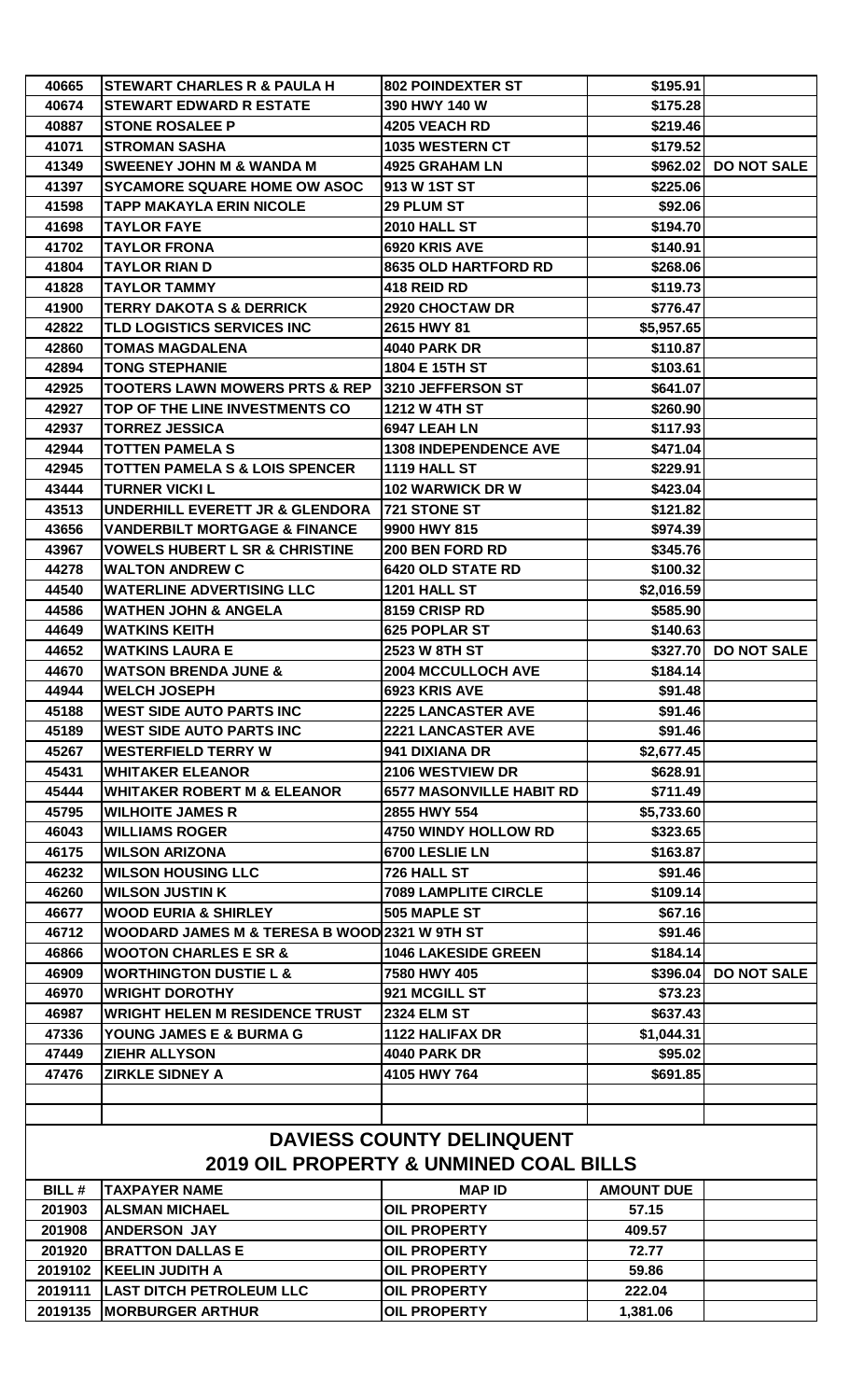| | | | | |
|---|---|---|---|---|
| 40665 | STEWART CHARLES R & PAULA H | 802 POINDEXTER ST | $195.91 | |
| 40674 | STEWART EDWARD R ESTATE | 390 HWY 140 W | $175.28 | |
| 40887 | STONE ROSALEE P | 4205 VEACH RD | $219.46 | |
| 41071 | STROMAN SASHA | 1035 WESTERN CT | $179.52 | |
| 41349 | SWEENEY JOHN M & WANDA M | 4925 GRAHAM LN | $962.02 | DO NOT SALE |
| 41397 | SYCAMORE SQUARE HOME OW ASOC | 913 W 1ST ST | $225.06 | |
| 41598 | TAPP MAKAYLA ERIN NICOLE | 29 PLUM ST | $92.06 | |
| 41698 | TAYLOR FAYE | 2010 HALL ST | $194.70 | |
| 41702 | TAYLOR FRONA | 6920 KRIS AVE | $140.91 | |
| 41804 | TAYLOR RIAN D | 8635 OLD HARTFORD RD | $268.06 | |
| 41828 | TAYLOR TAMMY | 418 REID RD | $119.73 | |
| 41900 | TERRY DAKOTA S & DERRICK | 2920 CHOCTAW DR | $776.47 | |
| 42822 | TLD LOGISTICS SERVICES INC | 2615 HWY 81 | $5,957.65 | |
| 42860 | TOMAS MAGDALENA | 4040 PARK DR | $110.87 | |
| 42894 | TONG STEPHANIE | 1804 E 15TH ST | $103.61 | |
| 42925 | TOOTERS LAWN MOWERS PRTS & REP | 3210 JEFFERSON ST | $641.07 | |
| 42927 | TOP OF THE LINE INVESTMENTS CO | 1212 W 4TH ST | $260.90 | |
| 42937 | TORREZ JESSICA | 6947 LEAH LN | $117.93 | |
| 42944 | TOTTEN PAMELA S | 1308 INDEPENDENCE AVE | $471.04 | |
| 42945 | TOTTEN PAMELA S & LOIS SPENCER | 1119 HALL ST | $229.91 | |
| 43444 | TURNER VICKI L | 102 WARWICK DR W | $423.04 | |
| 43513 | UNDERHILL EVERETT JR & GLENDORA | 721 STONE ST | $121.82 | |
| 43656 | VANDERBILT MORTGAGE & FINANCE | 9900 HWY 815 | $974.39 | |
| 43967 | VOWELS HUBERT L SR & CHRISTINE | 200 BEN FORD RD | $345.76 | |
| 44278 | WALTON ANDREW C | 6420 OLD STATE RD | $100.32 | |
| 44540 | WATERLINE ADVERTISING LLC | 1201 HALL ST | $2,016.59 | |
| 44586 | WATHEN JOHN & ANGELA | 8159 CRISP RD | $585.90 | |
| 44649 | WATKINS KEITH | 625 POPLAR ST | $140.63 | |
| 44652 | WATKINS LAURA E | 2523 W 8TH ST | $327.70 | DO NOT SALE |
| 44670 | WATSON BRENDA JUNE & | 2004 MCCULLOCH AVE | $184.14 | |
| 44944 | WELCH JOSEPH | 6923 KRIS AVE | $91.48 | |
| 45188 | WEST SIDE AUTO PARTS INC | 2225 LANCASTER AVE | $91.46 | |
| 45189 | WEST SIDE AUTO PARTS INC | 2221 LANCASTER AVE | $91.46 | |
| 45267 | WESTERFIELD TERRY W | 941 DIXIANA DR | $2,677.45 | |
| 45431 | WHITAKER ELEANOR | 2106 WESTVIEW DR | $628.91 | |
| 45444 | WHITAKER ROBERT M & ELEANOR | 6577 MASONVILLE HABIT RD | $711.49 | |
| 45795 | WILHOITE JAMES R | 2855 HWY 554 | $5,733.60 | |
| 46043 | WILLIAMS ROGER | 4750 WINDY HOLLOW RD | $323.65 | |
| 46175 | WILSON ARIZONA | 6700 LESLIE LN | $163.87 | |
| 46232 | WILSON HOUSING LLC | 726 HALL ST | $91.46 | |
| 46260 | WILSON JUSTIN K | 7089 LAMPLITE CIRCLE | $109.14 | |
| 46677 | WOOD EURIA & SHIRLEY | 505 MAPLE ST | $67.16 | |
| 46712 | WOODARD JAMES M & TERESA B WOOD | 2321 W 9TH ST | $91.46 | |
| 46866 | WOOTON CHARLES E SR & | 1046 LAKESIDE GREEN | $184.14 | |
| 46909 | WORTHINGTON DUSTIE L & | 7580 HWY 405 | $396.04 | DO NOT SALE |
| 46970 | WRIGHT DOROTHY | 921 MCGILL ST | $73.23 | |
| 46987 | WRIGHT HELEN M RESIDENCE TRUST | 2324 ELM ST | $637.43 | |
| 47336 | YOUNG JAMES E & BURMA G | 1122 HALIFAX DR | $1,044.31 | |
| 47449 | ZIEHR ALLYSON | 4040 PARK DR | $95.02 | |
| 47476 | ZIRKLE SIDNEY A | 4105 HWY 764 | $691.85 | |

## DAVIESS COUNTY DELINQUENT
## 2019 OIL PROPERTY & UNMINED COAL BILLS

| BILL # | TAXPAYER NAME | MAP ID | AMOUNT DUE | |
|---|---|---|---|---|
| 201903 | ALSMAN MICHAEL | OIL PROPERTY | 57.15 | |
| 201908 | ANDERSON JAY | OIL PROPERTY | 409.57 | |
| 201920 | BRATTON DALLAS E | OIL PROPERTY | 72.77 | |
| 2019102 | KEELIN JUDITH A | OIL PROPERTY | 59.86 | |
| 2019111 | LAST DITCH PETROLEUM LLC | OIL PROPERTY | 222.04 | |
| 2019135 | MORBURGER ARTHUR | OIL PROPERTY | 1,381.06 | |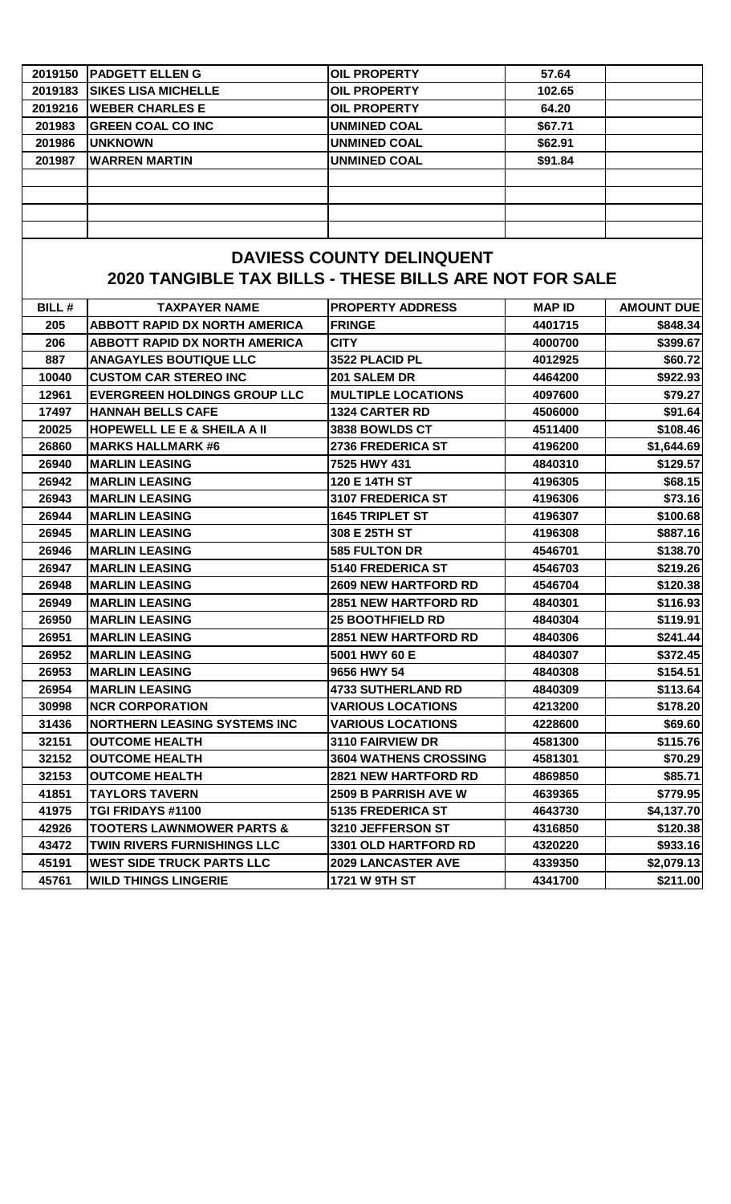| | | | | |
|---|---|---|---|---|
| 2019150 | PADGETT ELLEN G | OIL PROPERTY | 57.64 | |
| 2019183 | SIKES LISA MICHELLE | OIL PROPERTY | 102.65 | |
| 2019216 | WEBER CHARLES E | OIL PROPERTY | 64.20 | |
| 201983 | GREEN COAL CO INC | UNMINED COAL | $67.71 | |
| 201986 | UNKNOWN | UNMINED COAL | $62.91 | |
| 201987 | WARREN MARTIN | UNMINED COAL | $91.84 | |

## DAVIESS COUNTY DELINQUENT
## 2020 TANGIBLE TAX BILLS - THESE BILLS ARE NOT FOR SALE

| BILL # | TAXPAYER NAME | PROPERTY ADDRESS | MAP ID | AMOUNT DUE |
|---|---|---|---|---|
| 205 | ABBOTT RAPID DX NORTH AMERICA | FRINGE | 4401715 | $848.34 |
| 206 | ABBOTT RAPID DX NORTH AMERICA | CITY | 4000700 | $399.67 |
| 887 | ANAGAYLES BOUTIQUE LLC | 3522 PLACID PL | 4012925 | $60.72 |
| 10040 | CUSTOM CAR STEREO INC | 201 SALEM DR | 4464200 | $922.93 |
| 12961 | EVERGREEN HOLDINGS GROUP LLC | MULTIPLE LOCATIONS | 4097600 | $79.27 |
| 17497 | HANNAH BELLS CAFE | 1324 CARTER RD | 4506000 | $91.64 |
| 20025 | HOPEWELL LE E & SHEILA A II | 3838 BOWLDS CT | 4511400 | $108.46 |
| 26860 | MARKS HALLMARK #6 | 2736 FREDERICA ST | 4196200 | $1,644.69 |
| 26940 | MARLIN LEASING | 7525 HWY 431 | 4840310 | $129.57 |
| 26942 | MARLIN LEASING | 120 E 14TH ST | 4196305 | $68.15 |
| 26943 | MARLIN LEASING | 3107 FREDERICA ST | 4196306 | $73.16 |
| 26944 | MARLIN LEASING | 1645 TRIPLET ST | 4196307 | $100.68 |
| 26945 | MARLIN LEASING | 308 E 25TH ST | 4196308 | $887.16 |
| 26946 | MARLIN LEASING | 585 FULTON DR | 4546701 | $138.70 |
| 26947 | MARLIN LEASING | 5140 FREDERICA ST | 4546703 | $219.26 |
| 26948 | MARLIN LEASING | 2609 NEW HARTFORD RD | 4546704 | $120.38 |
| 26949 | MARLIN LEASING | 2851 NEW HARTFORD RD | 4840301 | $116.93 |
| 26950 | MARLIN LEASING | 25 BOOTHFIELD RD | 4840304 | $119.91 |
| 26951 | MARLIN LEASING | 2851 NEW HARTFORD RD | 4840306 | $241.44 |
| 26952 | MARLIN LEASING | 5001 HWY 60 E | 4840307 | $372.45 |
| 26953 | MARLIN LEASING | 9656 HWY 54 | 4840308 | $154.51 |
| 26954 | MARLIN LEASING | 4733 SUTHERLAND RD | 4840309 | $113.64 |
| 30998 | NCR CORPORATION | VARIOUS LOCATIONS | 4213200 | $178.20 |
| 31436 | NORTHERN LEASING SYSTEMS INC | VARIOUS LOCATIONS | 4228600 | $69.60 |
| 32151 | OUTCOME HEALTH | 3110 FAIRVIEW DR | 4581300 | $115.76 |
| 32152 | OUTCOME HEALTH | 3604 WATHENS CROSSING | 4581301 | $70.29 |
| 32153 | OUTCOME HEALTH | 2821 NEW HARTFORD RD | 4869850 | $85.71 |
| 41851 | TAYLORS TAVERN | 2509 B PARRISH AVE W | 4639365 | $779.95 |
| 41975 | TGI FRIDAYS #1100 | 5135 FREDERICA ST | 4643730 | $4,137.70 |
| 42926 | TOOTERS LAWNMOWER PARTS & | 3210 JEFFERSON ST | 4316850 | $120.38 |
| 43472 | TWIN RIVERS FURNISHINGS LLC | 3301 OLD HARTFORD RD | 4320220 | $933.16 |
| 45191 | WEST SIDE TRUCK PARTS LLC | 2029 LANCASTER AVE | 4339350 | $2,079.13 |
| 45761 | WILD THINGS LINGERIE | 1721 W 9TH ST | 4341700 | $211.00 |